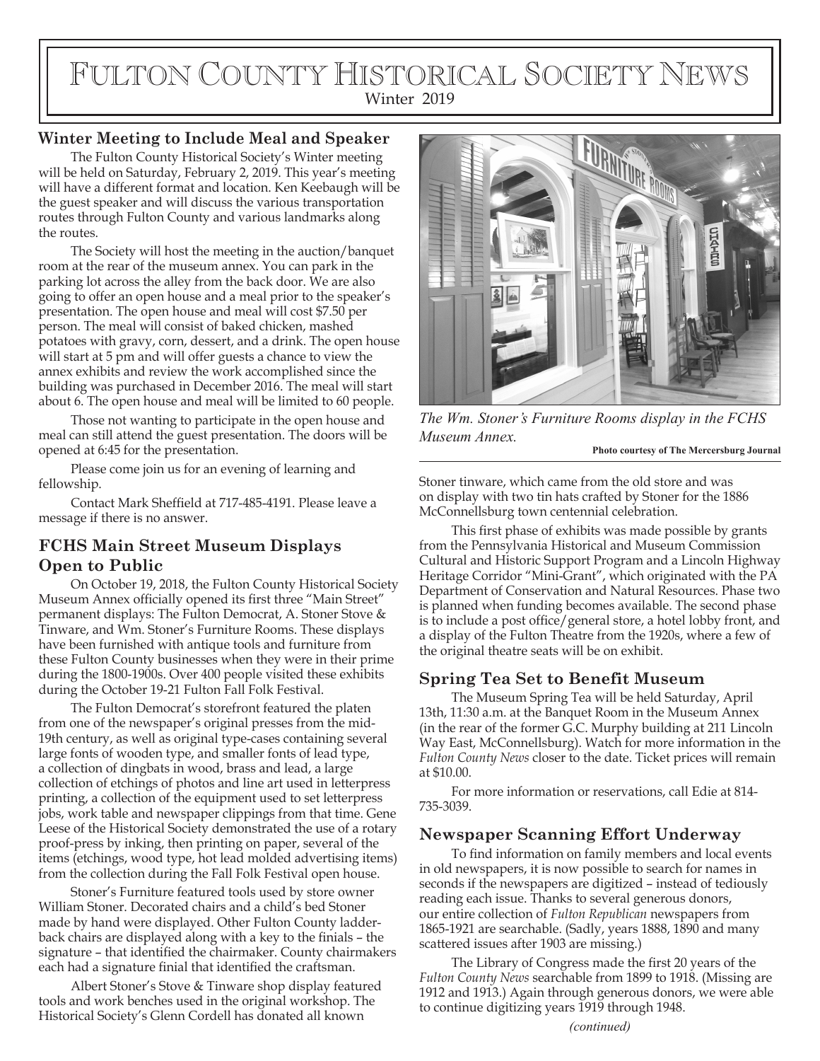# Fulton County Historical Society News

Winter 2019

## Winter Meeting to Include Meal and Speaker

The Fulton County Historical Society's Winter meeting will be held on Saturday, February 2, 2019. This year's meeting will have a different format and location. Ken Keebaugh will be the guest speaker and will discuss the various transportation routes through Fulton County and various landmarks along the routes.

The Society will host the meeting in the auction/banquet room at the rear of the museum annex. You can park in the parking lot across the alley from the back door. We are also going to offer an open house and a meal prior to the speaker's presentation. The open house and meal will cost $7.50 per person. The meal will consist of baked chicken, mashed potatoes with gravy, corn, dessert, and a drink. The open house will start at 5 pm and will offer guests a chance to view the annex exhibits and review the work accomplished since the building was purchased in December 2016. The meal will start about 6. The open house and meal will be limited to 60 people.

Those not wanting to participate in the open house and meal can still attend the guest presentation. The doors will be opened at 6:45 for the presentation.

Please come join us for an evening of learning and fellowship.

Contact Mark Sheffield at 717-485-4191. Please leave a message if there is no answer.

## FCHS Main Street Museum Displays Open to Public

On October 19, 2018, the Fulton County Historical Society Museum Annex officially opened its first three "Main Street" permanent displays: The Fulton Democrat, A. Stoner Stove & Tinware, and Wm. Stoner's Furniture Rooms. These displays have been furnished with antique tools and furniture from these Fulton County businesses when they were in their prime during the 1800-1900s. Over 400 people visited these exhibits during the October 19-21 Fulton Fall Folk Festival.

The Fulton Democrat's storefront featured the platen from one of the newspaper's original presses from the mid-19th century, as well as original type-cases containing several large fonts of wooden type, and smaller fonts of lead type, a collection of dingbats in wood, brass and lead, a large collection of etchings of photos and line art used in letterpress printing, a collection of the equipment used to set letterpress jobs, work table and newspaper clippings from that time. Gene Leese of the Historical Society demonstrated the use of a rotary proof-press by inking, then printing on paper, several of the items (etchings, wood type, hot lead molded advertising items) from the collection during the Fall Folk Festival open house.

Stoner's Furniture featured tools used by store owner William Stoner. Decorated chairs and a child's bed Stoner made by hand were displayed. Other Fulton County ladder-back chairs are displayed along with a key to the finials – the signature – that identified the chairmaker. County chairmakers each had a signature finial that identified the craftsman.

Albert Stoner's Stove & Tinware shop display featured tools and work benches used in the original workshop. The Historical Society's Glenn Cordell has donated all known Stoner tinware, which came from the old store and was on display with two tin hats crafted by Stoner for the 1886 McConnellsburg town centennial celebration.

*The Wm. Stoner's Furniture Rooms display in the FCHS Museum Annex.*

**Photo courtesy of The Mercersburg Journal**

This first phase of exhibits was made possible by grants from the Pennsylvania Historical and Museum Commission Cultural and Historic Support Program and a Lincoln Highway Heritage Corridor "Mini-Grant", which originated with the PA Department of Conservation and Natural Resources. Phase two is planned when funding becomes available. The second phase is to include a post office/general store, a hotel lobby front, and a display of the Fulton Theatre from the 1920s, where a few of the original theatre seats will be on exhibit.

## Spring Tea Set to Benefit Museum

The Museum Spring Tea will be held Saturday, April 13th, 11:30 a.m. at the Banquet Room in the Museum Annex (in the rear of the former G.C. Murphy building at 211 Lincoln Way East, McConnellsburg). Watch for more information in the *Fulton County News* closer to the date. Ticket prices will remain at $10.00.

For more information or reservations, call Edie at 814-735-3039.

## Newspaper Scanning Effort Underway

To find information on family members and local events in old newspapers, it is now possible to search for names in seconds if the newspapers are digitized – instead of tediously reading each issue. Thanks to several generous donors, our entire collection of *Fulton Republican* newspapers from 1865-1921 are searchable. (Sadly, years 1888, 1890 and many scattered issues after 1903 are missing.)

The Library of Congress made the first 20 years of the *Fulton County News* searchable from 1899 to 1918. (Missing are 1912 and 1913.) Again through generous donors, we were able to continue digitizing years 1919 through 1948.

*(continued)*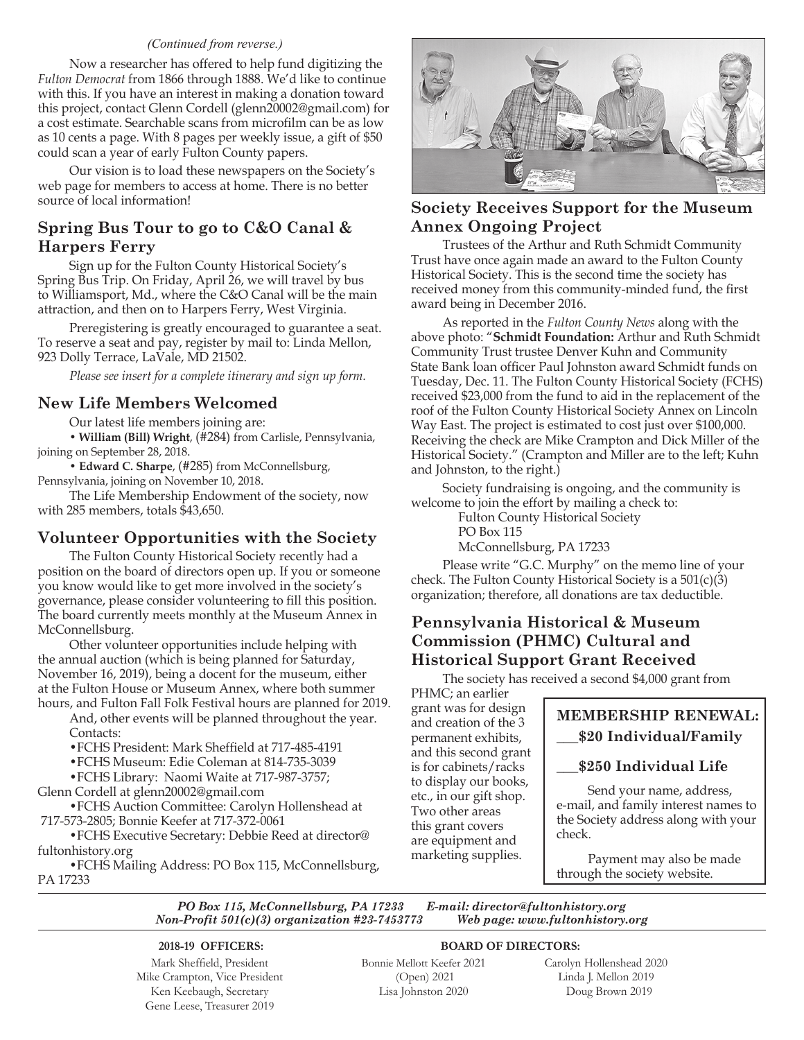*(Continued from reverse.)*

Now a researcher has offered to help fund digitizing the *Fulton Democrat* from 1866 through 1888. We'd like to continue with this. If you have an interest in making a donation toward this project, contact Glenn Cordell (glenn20002@gmail.com) for a cost estimate. Searchable scans from microfilm can be as low as 10 cents a page. With 8 pages per weekly issue, a gift of $50 could scan a year of early Fulton County papers.

Our vision is to load these newspapers on the Society's web page for members to access at home. There is no better source of local information!

## Spring Bus Tour to go to C&O Canal & Harpers Ferry

Sign up for the Fulton County Historical Society's Spring Bus Trip. On Friday, April 26, we will travel by bus to Williamsport, Md., where the C&O Canal will be the main attraction, and then on to Harpers Ferry, West Virginia.

Preregistering is greatly encouraged to guarantee a seat. To reserve a seat and pay, register by mail to: Linda Mellon, 923 Dolly Terrace, LaVale, MD 21502.

*Please see insert for a complete itinerary and sign up form.*

## New Life Members Welcomed

Our latest life members joining are:

- **William (Bill) Wright**, (#284) from Carlisle, Pennsylvania, joining on September 28, 2018.
- **Edward C. Sharpe**, (#285) from McConnellsburg, Pennsylvania, joining on November 10, 2018.

The Life Membership Endowment of the society, now with 285 members, totals $43,650.

## Volunteer Opportunities with the Society

The Fulton County Historical Society recently had a position on the board of directors open up. If you or someone you know would like to get more involved in the society's governance, please consider volunteering to fill this position. The board currently meets monthly at the Museum Annex in McConnellsburg.

Other volunteer opportunities include helping with the annual auction (which is being planned for Saturday, November 16, 2019), being a docent for the museum, either at the Fulton House or Museum Annex, where both summer hours, and Fulton Fall Folk Festival hours are planned for 2019.

And, other events will be planned throughout the year. Contacts:

- FCHS President: Mark Sheffield at 717-485-4191
- FCHS Museum: Edie Coleman at 814-735-3039
- FCHS Library: Naomi Waite at 717-987-3757; Glenn Cordell at glenn20002@gmail.com
- FCHS Auction Committee: Carolyn Hollenshead at 717-573-2805; Bonnie Keefer at 717-372-0061
- FCHS Executive Secretary: Debbie Reed at director@fultonhistory.org
- FCHS Mailing Address: PO Box 115, McConnellsburg, PA 17233

## Society Receives Support for the Museum Annex Ongoing Project

Trustees of the Arthur and Ruth Schmidt Community Trust have once again made an award to the Fulton County Historical Society. This is the second time the society has received money from this community-minded fund, the first award being in December 2016.

As reported in the *Fulton County News* along with the above photo: "**Schmidt Foundation:** Arthur and Ruth Schmidt Community Trust trustee Denver Kuhn and Community State Bank loan officer Paul Johnston award Schmidt funds on Tuesday, Dec. 11. The Fulton County Historical Society (FCHS) received $23,000 from the fund to aid in the replacement of the roof of the Fulton County Historical Society Annex on Lincoln Way East. The project is estimated to cost just over $100,000. Receiving the check are Mike Crampton and Dick Miller of the Historical Society." (Crampton and Miller are to the left; Kuhn and Johnston, to the right.)

Society fundraising is ongoing, and the community is welcome to join the effort by mailing a check to:

Fulton County Historical Society
PO Box 115
McConnellsburg, PA 17233

Please write "G.C. Murphy" on the memo line of your check. The Fulton County Historical Society is a 501(c)(3) organization; therefore, all donations are tax deductible.

## Pennsylvania Historical & Museum Commission (PHMC) Cultural and Historical Support Grant Received

The society has received a second $4,000 grant from PHMC; an earlier grant was for design and creation of the 3 permanent exhibits, and this second grant is for cabinets/racks to display our books, etc., in our gift shop. Two other areas this grant covers are equipment and marketing supplies.

**MEMBERSHIP RENEWAL:**

**___$20 Individual/Family**

**___$250 Individual Life**

Send your name, address, e-mail, and family interest names to the Society address along with your check.

Payment may also be made through the society website.

*PO Box 115, McConnellsburg, PA 17233 E-mail: director@fultonhistory.org*
*Non-Profit 501(c)(3) organization #23-7453773 Web page: www.fultonhistory.org*

**2018-19 OFFICERS:**

Mark Sheffield, President
Mike Crampton, Vice President
Ken Keebaugh, Secretary
Gene Leese, Treasurer 2019

**BOARD OF DIRECTORS:**

Bonnie Mellott Keefer 2021
(Open) 2021
Lisa Johnston 2020
Carolyn Hollenshead 2020
Linda J. Mellon 2019
Doug Brown 2019